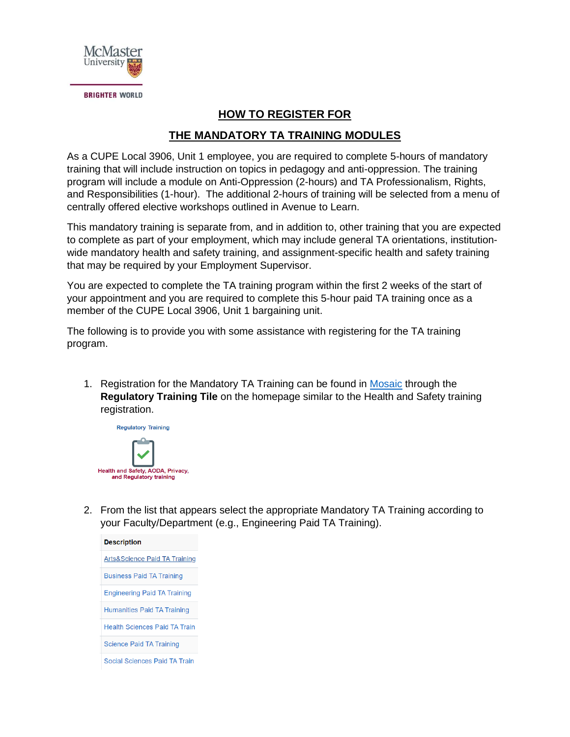McMaster University

BRIGHTER WORLD

## HOW TO REGISTER FOR

## THE MANDATORY TA TRAINING MODULES

As a CUPE Local 3906, Unit 1 employee, you are required to complete 5-hours of mandatory training that will include instruction on topics in pedagogy and anti-oppression. The training program will include a module on Anti-Oppression (2-hours) and TA Professionalism, Rights, and Responsibilities (1-hour). The additional 2-hours of training will be selected from a menu of centrally offered elective workshops outlined in Avenue to Learn.

This mandatory training is separate from, and in addition to, other training that you are expected to complete as part of your employment, which may include general TA orientations, institution-wide mandatory health and safety training, and assignment-specific health and safety training that may be required by your Employment Supervisor.

You are expected to complete the TA training program within the first 2 weeks of the start of your appointment and you are required to complete this 5-hour paid TA training once as a member of the CUPE Local 3906, Unit 1 bargaining unit.

The following is to provide you with some assistance with registering for the TA training program.

1. Registration for the Mandatory TA Training can be found in Mosaic through the **Regulatory Training Tile** on the homepage similar to the Health and Safety training registration.

   Regulatory Training

   Health and Safety, AODA, Privacy, and Regulatory training

2. From the list that appears select the appropriate Mandatory TA Training according to your Faculty/Department (e.g., Engineering Paid TA Training).

| Description |
|---|
| Arts&Science Paid TA Training |
| Business Paid TA Training |
| Engineering Paid TA Training |
| Humanities Paid TA Training |
| Health Sciences Paid TA Train |
| Science Paid TA Training |
| Social Sciences Paid TA Train |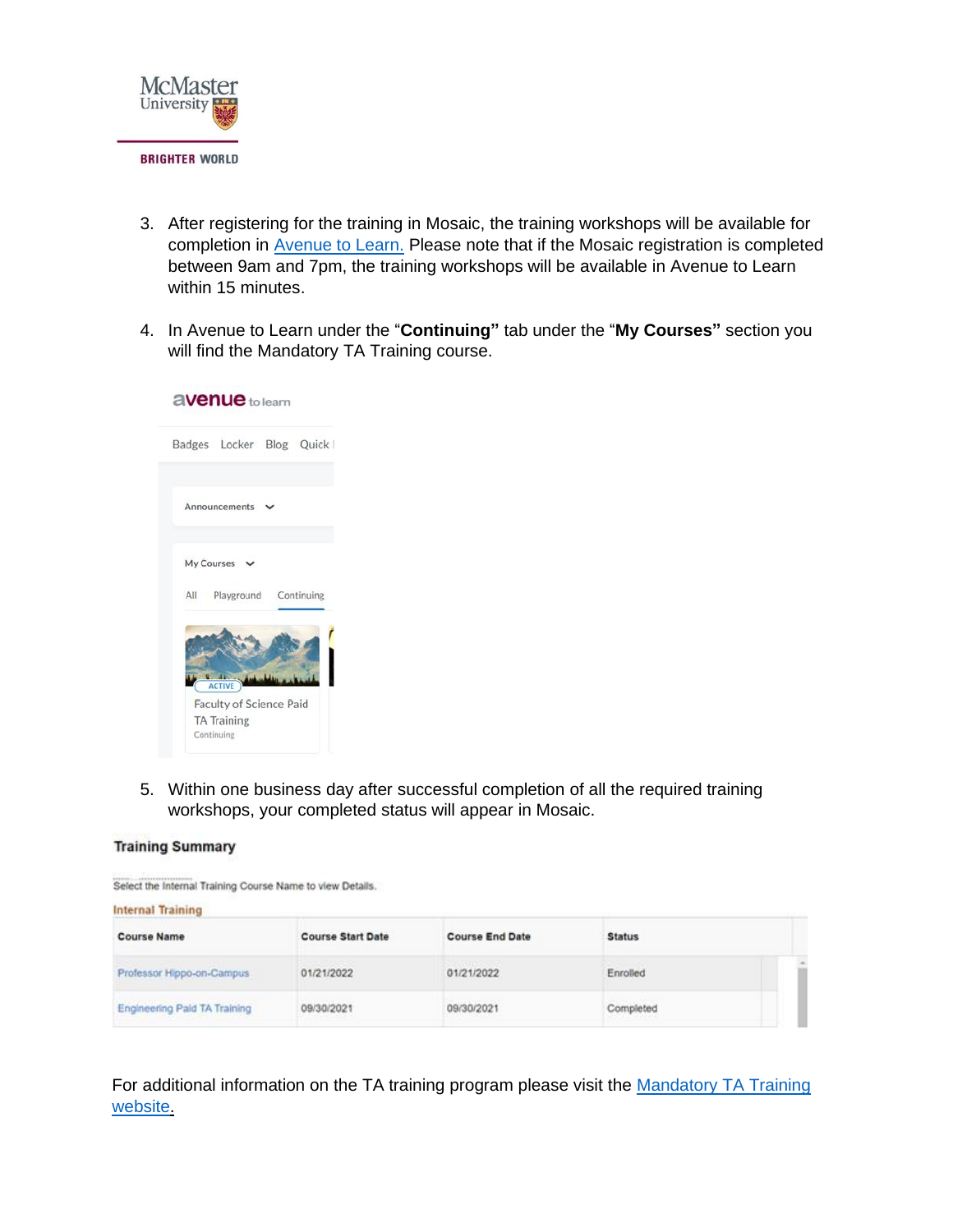3. After registering for the training in Mosaic, the training workshops will be available for completion in [Avenue to Learn.](#) Please note that if the Mosaic registration is completed between 9am and 7pm, the training workshops will be available in Avenue to Learn within 15 minutes.

4. In Avenue to Learn under the "**Continuing"** tab under the "**My Courses"** section you will find the Mandatory TA Training course.

avenue to learn

Badges Locker Blog Quick

Announcements

My Courses

All Playground Continuing

ACTIVE

Faculty of Science Paid TA Training

Continuing

5. Within one business day after successful completion of all the required training workshops, your completed status will appear in Mosaic.

**Training Summary**

Select the Internal Training Course Name to view Details.

Internal Training

| Course Name | Course Start Date | Course End Date | Status |
|---|---|---|---|
| Professor Hippo-on-Campus | 01/21/2022 | 01/21/2022 | Enrolled |
| Engineering Paid TA Training | 09/30/2021 | 09/30/2021 | Completed |

For additional information on the TA training program please visit the [Mandatory TA Training website](#).